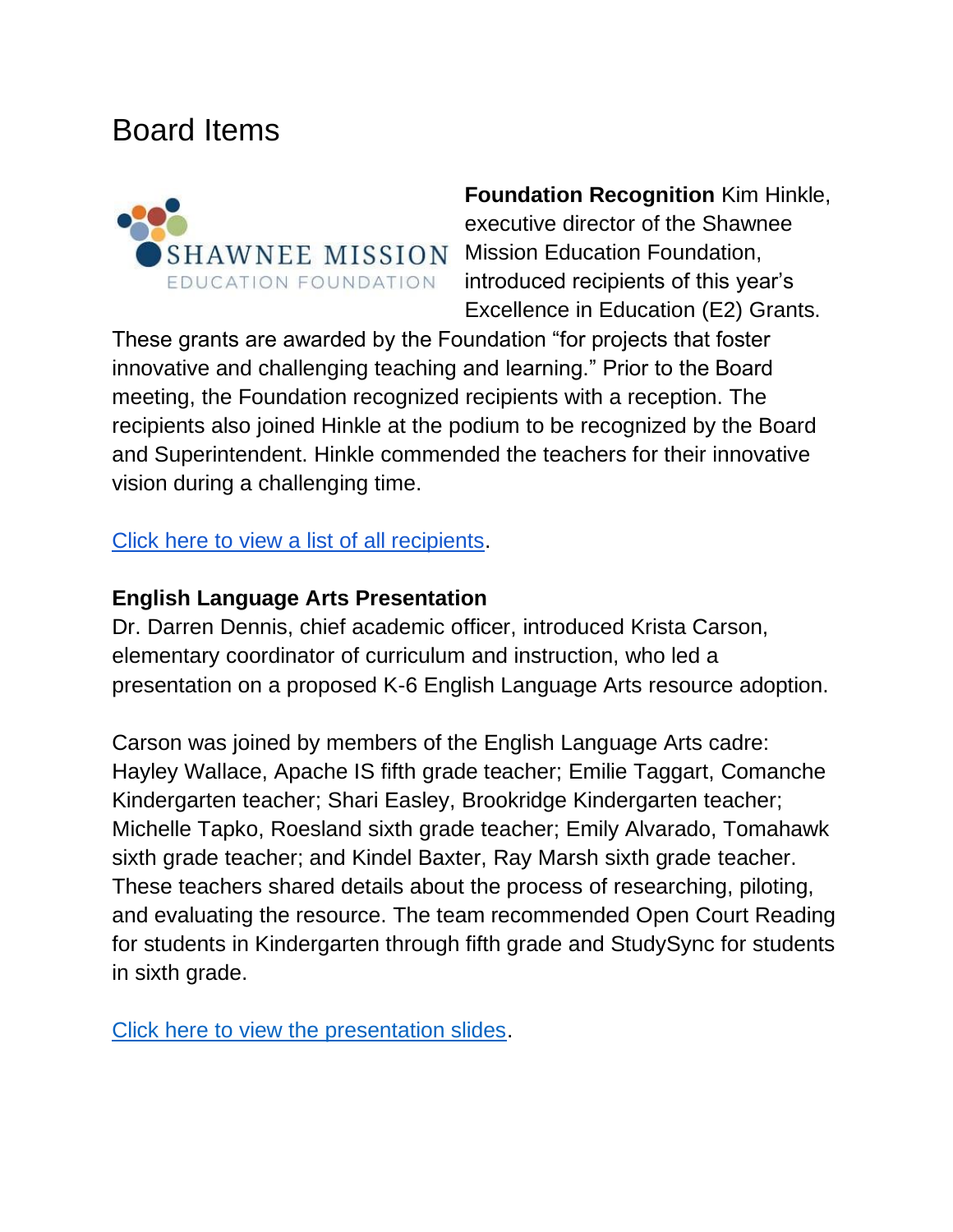# Board Items

**Foundation Recognition** Kim Hinkle, executive director of the Shawnee Mission Education Foundation, introduced recipients of this year's Excellence in Education (E2) Grants. These grants are awarded by the Foundation "for projects that foster innovative and challenging teaching and learning." Prior to the Board meeting, the Foundation recognized recipients with a reception. The recipients also joined Hinkle at the podium to be recognized by the Board and Superintendent. Hinkle commended the teachers for their innovative vision during a challenging time.

Click here to view a list of all recipients.

**English Language Arts Presentation**
Dr. Darren Dennis, chief academic officer, introduced Krista Carson, elementary coordinator of curriculum and instruction, who led a presentation on a proposed K-6 English Language Arts resource adoption.

Carson was joined by members of the English Language Arts cadre: Hayley Wallace, Apache IS fifth grade teacher; Emilie Taggart, Comanche Kindergarten teacher; Shari Easley, Brookridge Kindergarten teacher; Michelle Tapko, Roesland sixth grade teacher; Emily Alvarado, Tomahawk sixth grade teacher; and Kindel Baxter, Ray Marsh sixth grade teacher. These teachers shared details about the process of researching, piloting, and evaluating the resource. The team recommended Open Court Reading for students in Kindergarten through fifth grade and StudySync for students in sixth grade.

Click here to view the presentation slides.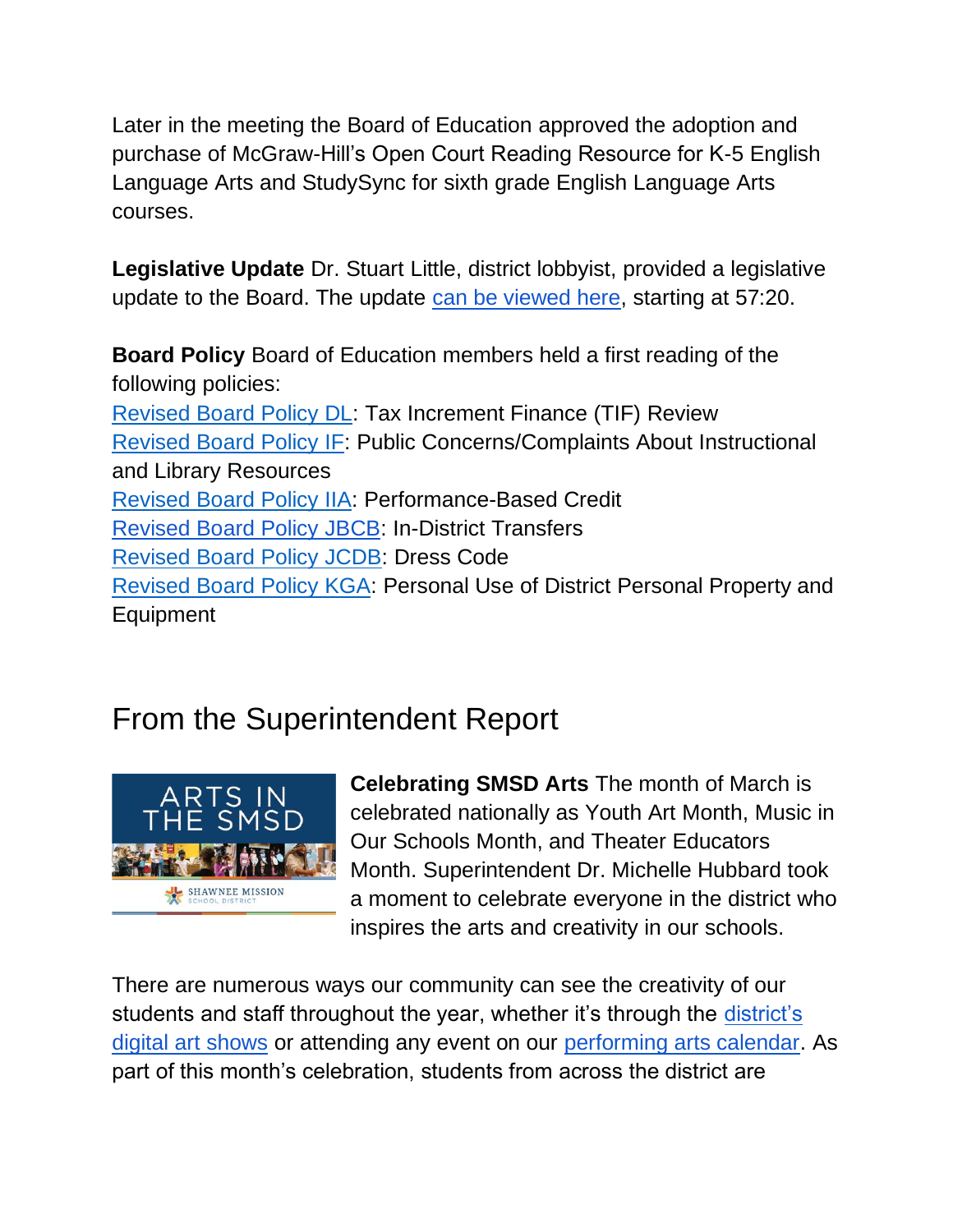Later in the meeting the Board of Education approved the adoption and purchase of McGraw-Hill's Open Court Reading Resource for K-5 English Language Arts and StudySync for sixth grade English Language Arts courses.

**Legislative Update** Dr. Stuart Little, district lobbyist, provided a legislative update to the Board. The update can be viewed here, starting at 57:20.

**Board Policy** Board of Education members held a first reading of the following policies:

Revised Board Policy DL: Tax Increment Finance (TIF) Review
Revised Board Policy IF: Public Concerns/Complaints About Instructional and Library Resources
Revised Board Policy IIA: Performance-Based Credit
Revised Board Policy JBCB: In-District Transfers
Revised Board Policy JCDB: Dress Code
Revised Board Policy KGA: Personal Use of District Personal Property and Equipment

## From the Superintendent Report

**Celebrating SMSD Arts** The month of March is celebrated nationally as Youth Art Month, Music in Our Schools Month, and Theater Educators Month. Superintendent Dr. Michelle Hubbard took a moment to celebrate everyone in the district who inspires the arts and creativity in our schools.

There are numerous ways our community can see the creativity of our students and staff throughout the year, whether it's through the district's digital art shows or attending any event on our performing arts calendar. As part of this month's celebration, students from across the district are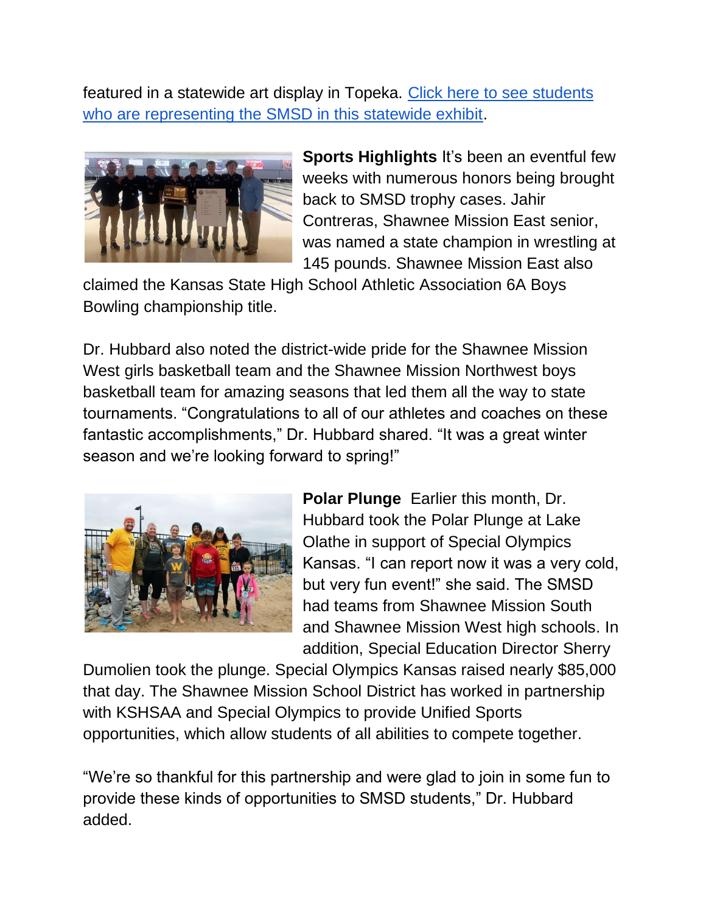featured in a statewide art display in Topeka. [Click here to see students who are representing the SMSD in this statewide exhibit].

**Sports Highlights** It's been an eventful few weeks with numerous honors being brought back to SMSD trophy cases. Jahir Contreras, Shawnee Mission East senior, was named a state champion in wrestling at 145 pounds. Shawnee Mission East also claimed the Kansas State High School Athletic Association 6A Boys Bowling championship title.

Dr. Hubbard also noted the district-wide pride for the Shawnee Mission West girls basketball team and the Shawnee Mission Northwest boys basketball team for amazing seasons that led them all the way to state tournaments. "Congratulations to all of our athletes and coaches on these fantastic accomplishments," Dr. Hubbard shared. "It was a great winter season and we're looking forward to spring!"

**Polar Plunge** Earlier this month, Dr. Hubbard took the Polar Plunge at Lake Olathe in support of Special Olympics Kansas. "I can report now it was a very cold, but very fun event!" she said. The SMSD had teams from Shawnee Mission South and Shawnee Mission West high schools. In addition, Special Education Director Sherry Dumolien took the plunge. Special Olympics Kansas raised nearly $85,000 that day. The Shawnee Mission School District has worked in partnership with KSHSAA and Special Olympics to provide Unified Sports opportunities, which allow students of all abilities to compete together.

"We're so thankful for this partnership and were glad to join in some fun to provide these kinds of opportunities to SMSD students," Dr. Hubbard added.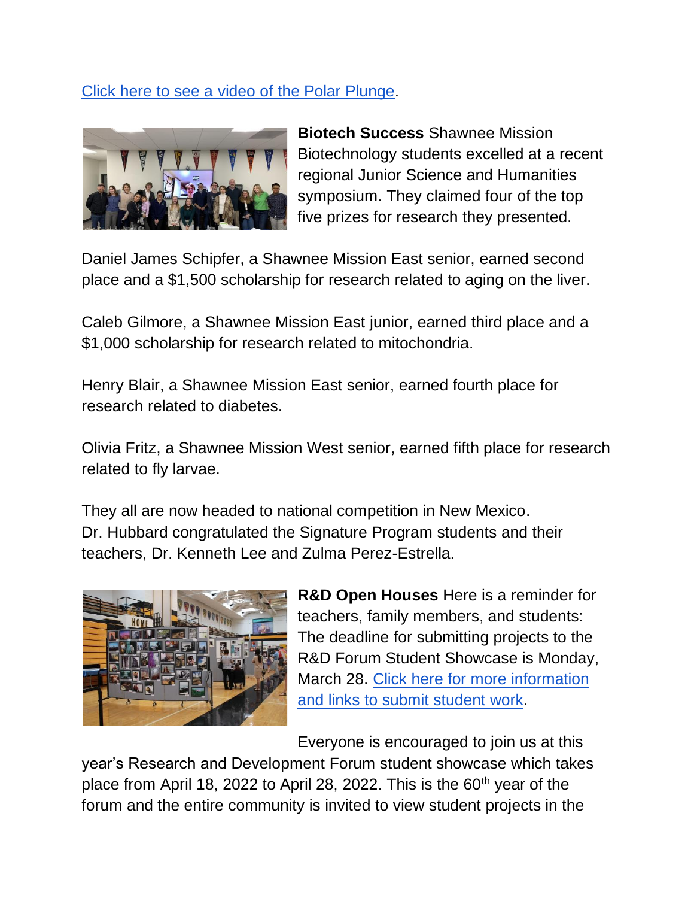[Click here to see a video of the Polar Plunge](#).

**Biotech Success** Shawnee Mission Biotechnology students excelled at a recent regional Junior Science and Humanities symposium. They claimed four of the top five prizes for research they presented.

Daniel James Schipfer, a Shawnee Mission East senior, earned second place and a $1,500 scholarship for research related to aging on the liver.

Caleb Gilmore, a Shawnee Mission East junior, earned third place and a $1,000 scholarship for research related to mitochondria.

Henry Blair, a Shawnee Mission East senior, earned fourth place for research related to diabetes.

Olivia Fritz, a Shawnee Mission West senior, earned fifth place for research related to fly larvae.

They all are now headed to national competition in New Mexico. Dr. Hubbard congratulated the Signature Program students and their teachers, Dr. Kenneth Lee and Zulma Perez-Estrella.

**R&D Open Houses** Here is a reminder for teachers, family members, and students: The deadline for submitting projects to the R&D Forum Student Showcase is Monday, March 28. [Click here for more information and links to submit student work](#).

Everyone is encouraged to join us at this year's Research and Development Forum student showcase which takes place from April 18, 2022 to April 28, 2022. This is the 60th year of the forum and the entire community is invited to view student projects in the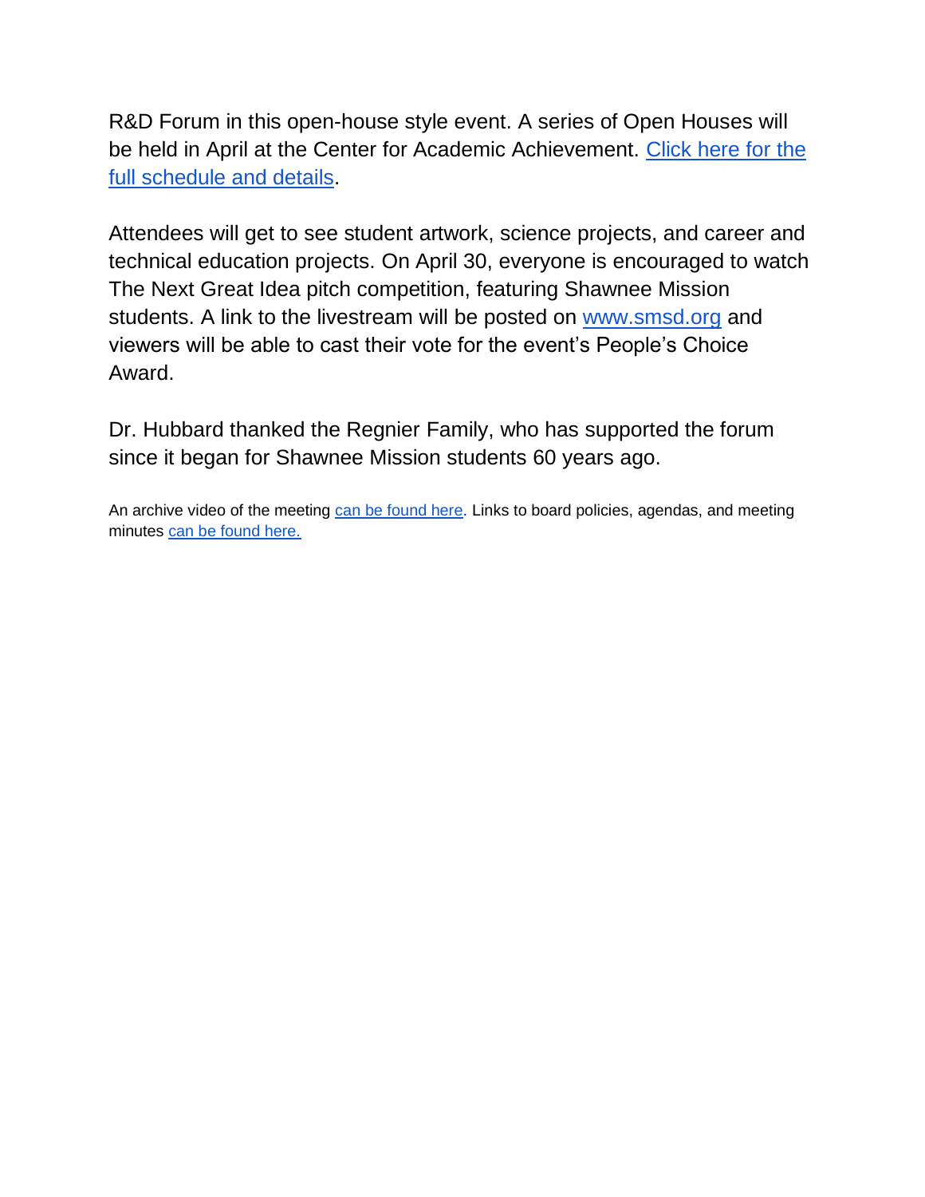R&D Forum in this open-house style event. A series of Open Houses will be held in April at the Center for Academic Achievement. Click here for the full schedule and details.

Attendees will get to see student artwork, science projects, and career and technical education projects. On April 30, everyone is encouraged to watch The Next Great Idea pitch competition, featuring Shawnee Mission students. A link to the livestream will be posted on www.smsd.org and viewers will be able to cast their vote for the event's People's Choice Award.

Dr. Hubbard thanked the Regnier Family, who has supported the forum since it began for Shawnee Mission students 60 years ago.

An archive video of the meeting can be found here. Links to board policies, agendas, and meeting minutes can be found here.